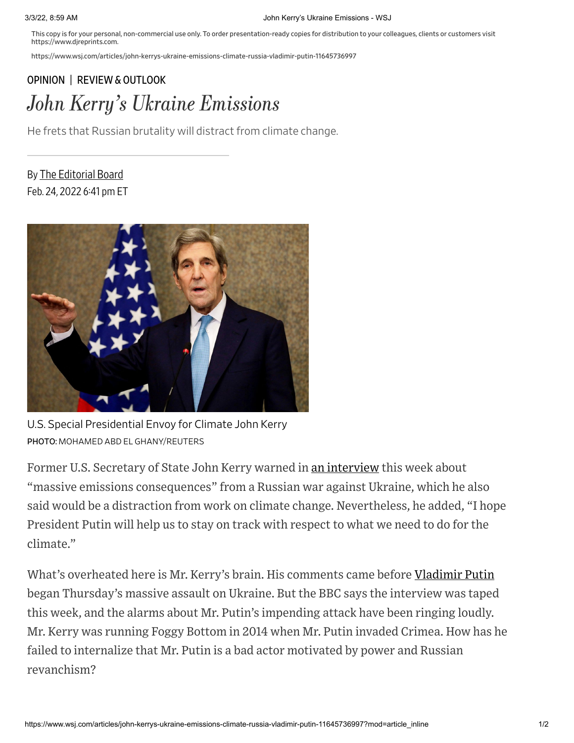This copy is for your personal, non-commercial use only. To order presentation-ready copies for distribution to your colleagues, clients or customers visit https://www.djreprints.com.

https://www.wsj.com/articles/john-kerrys-ukraine-emissions-climate-russia-vladimir-putin-11645736997

OPINION | REVIEW & OUTLOOK

# *John Kerry's Ukraine Emissions*

He frets that Russian brutality will distract from climate change.

By The Editorial Board

Feb. 24, 2022 6:41 pm ET

U.S. Special Presidential Envoy for Climate John Kerry

PHOTO: MOHAMED ABD EL GHANY/REUTERS

Former U.S. Secretary of State John Kerry warned in an interview this week about "massive emissions consequences" from a Russian war against Ukraine, which he also said would be a distraction from work on climate change. Nevertheless, he added, "I hope President Putin will help us to stay on track with respect to what we need to do for the climate."

What's overheated here is Mr. Kerry's brain. His comments came before Vladimir Putin began Thursday's massive assault on Ukraine. But the BBC says the interview was taped this week, and the alarms about Mr. Putin's impending attack have been ringing loudly. Mr. Kerry was running Foggy Bottom in 2014 when Mr. Putin invaded Crimea. How has he failed to internalize that Mr. Putin is a bad actor motivated by power and Russian revanchism?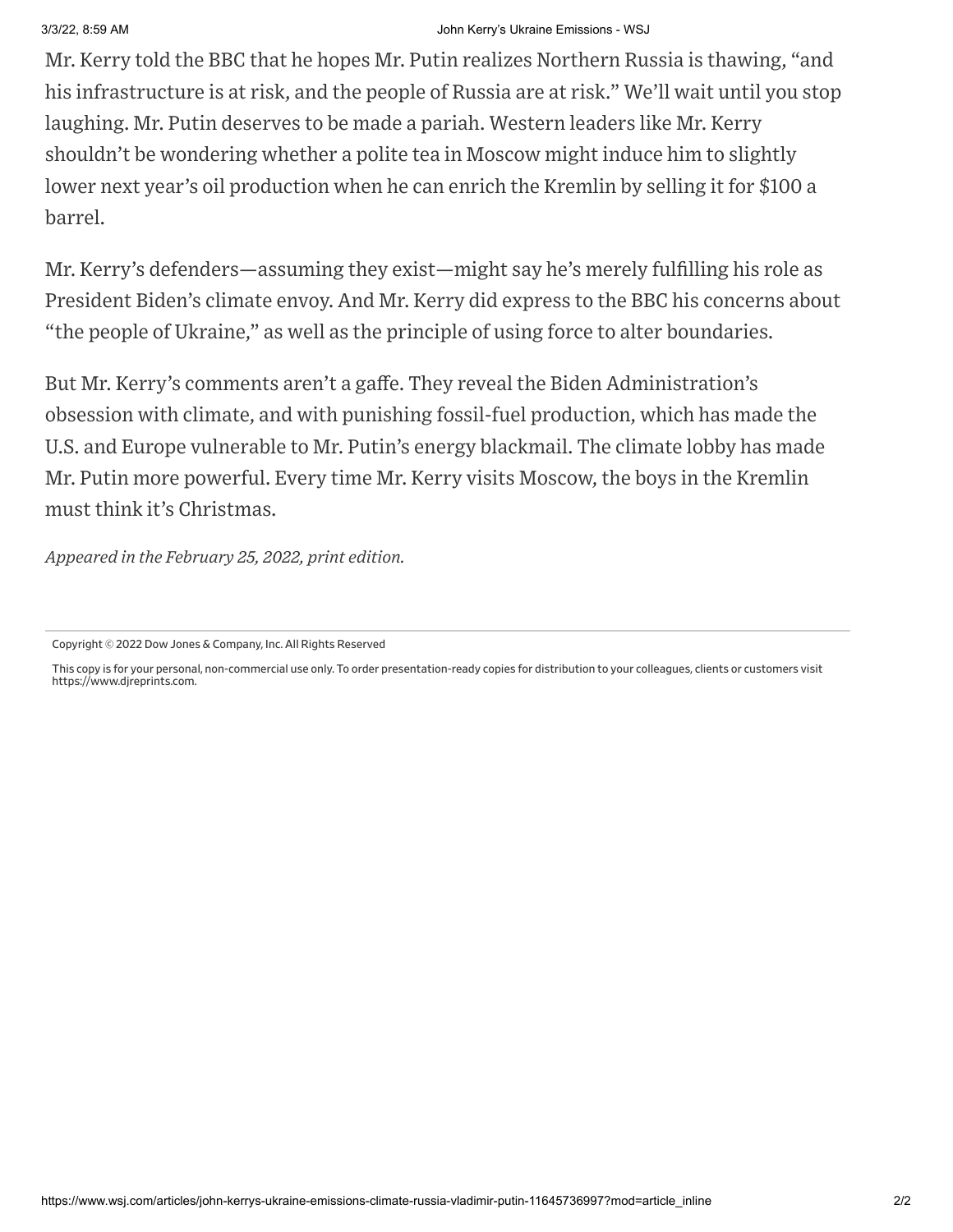Mr. Kerry told the BBC that he hopes Mr. Putin realizes Northern Russia is thawing, "and his infrastructure is at risk, and the people of Russia are at risk." We'll wait until you stop laughing. Mr. Putin deserves to be made a pariah. Western leaders like Mr. Kerry shouldn't be wondering whether a polite tea in Moscow might induce him to slightly lower next year's oil production when he can enrich the Kremlin by selling it for $100 a barrel.

Mr. Kerry's defenders—assuming they exist—might say he's merely fulfilling his role as President Biden's climate envoy. And Mr. Kerry did express to the BBC his concerns about "the people of Ukraine," as well as the principle of using force to alter boundaries.

But Mr. Kerry's comments aren't a gaffe. They reveal the Biden Administration's obsession with climate, and with punishing fossil-fuel production, which has made the U.S. and Europe vulnerable to Mr. Putin's energy blackmail. The climate lobby has made Mr. Putin more powerful. Every time Mr. Kerry visits Moscow, the boys in the Kremlin must think it's Christmas.

*Appeared in the February 25, 2022, print edition.*

Copyright © 2022 Dow Jones & Company, Inc. All Rights Reserved

This copy is for your personal, non-commercial use only. To order presentation-ready copies for distribution to your colleagues, clients or customers visit https://www.djreprints.com.